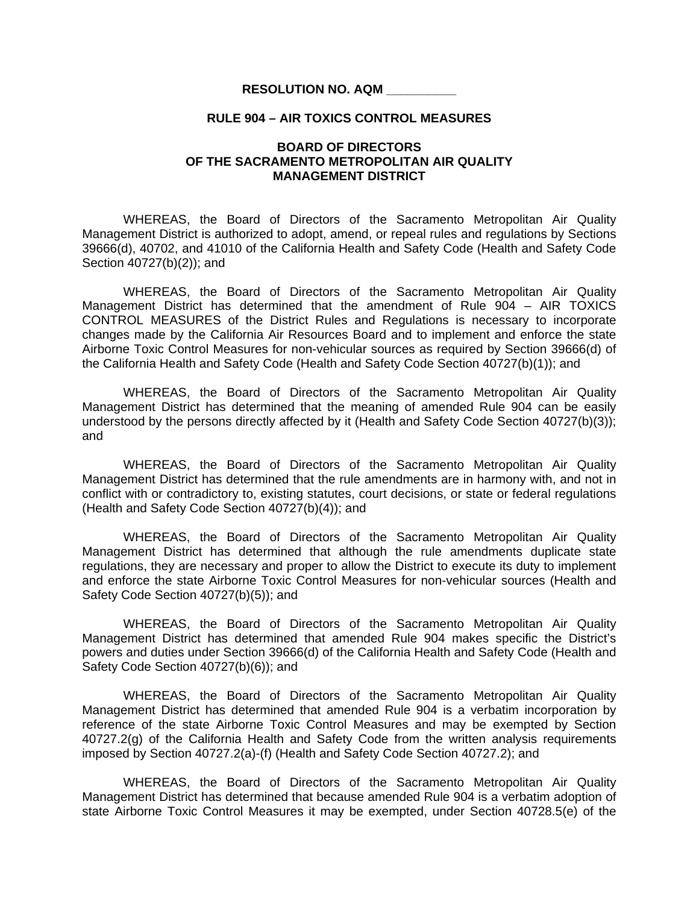**RESOLUTION NO. AQM __________**

**RULE 904 – AIR TOXICS CONTROL MEASURES**

**BOARD OF DIRECTORS**
**OF THE SACRAMENTO METROPOLITAN AIR QUALITY**
**MANAGEMENT DISTRICT**

WHEREAS, the Board of Directors of the Sacramento Metropolitan Air Quality Management District is authorized to adopt, amend, or repeal rules and regulations by Sections 39666(d), 40702, and 41010 of the California Health and Safety Code (Health and Safety Code Section 40727(b)(2)); and

WHEREAS, the Board of Directors of the Sacramento Metropolitan Air Quality Management District has determined that the amendment of Rule 904 – AIR TOXICS CONTROL MEASURES of the District Rules and Regulations is necessary to incorporate changes made by the California Air Resources Board and to implement and enforce the state Airborne Toxic Control Measures for non-vehicular sources as required by Section 39666(d) of the California Health and Safety Code (Health and Safety Code Section 40727(b)(1)); and

WHEREAS, the Board of Directors of the Sacramento Metropolitan Air Quality Management District has determined that the meaning of amended Rule 904 can be easily understood by the persons directly affected by it (Health and Safety Code Section 40727(b)(3)); and

WHEREAS, the Board of Directors of the Sacramento Metropolitan Air Quality Management District has determined that the rule amendments are in harmony with, and not in conflict with or contradictory to, existing statutes, court decisions, or state or federal regulations (Health and Safety Code Section 40727(b)(4)); and

WHEREAS, the Board of Directors of the Sacramento Metropolitan Air Quality Management District has determined that although the rule amendments duplicate state regulations, they are necessary and proper to allow the District to execute its duty to implement and enforce the state Airborne Toxic Control Measures for non-vehicular sources (Health and Safety Code Section 40727(b)(5)); and

WHEREAS, the Board of Directors of the Sacramento Metropolitan Air Quality Management District has determined that amended Rule 904 makes specific the District's powers and duties under Section 39666(d) of the California Health and Safety Code (Health and Safety Code Section 40727(b)(6)); and

WHEREAS, the Board of Directors of the Sacramento Metropolitan Air Quality Management District has determined that amended Rule 904 is a verbatim incorporation by reference of the state Airborne Toxic Control Measures and may be exempted by Section 40727.2(g) of the California Health and Safety Code from the written analysis requirements imposed by Section 40727.2(a)-(f) (Health and Safety Code Section 40727.2); and

WHEREAS, the Board of Directors of the Sacramento Metropolitan Air Quality Management District has determined that because amended Rule 904 is a verbatim adoption of state Airborne Toxic Control Measures it may be exempted, under Section 40728.5(e) of the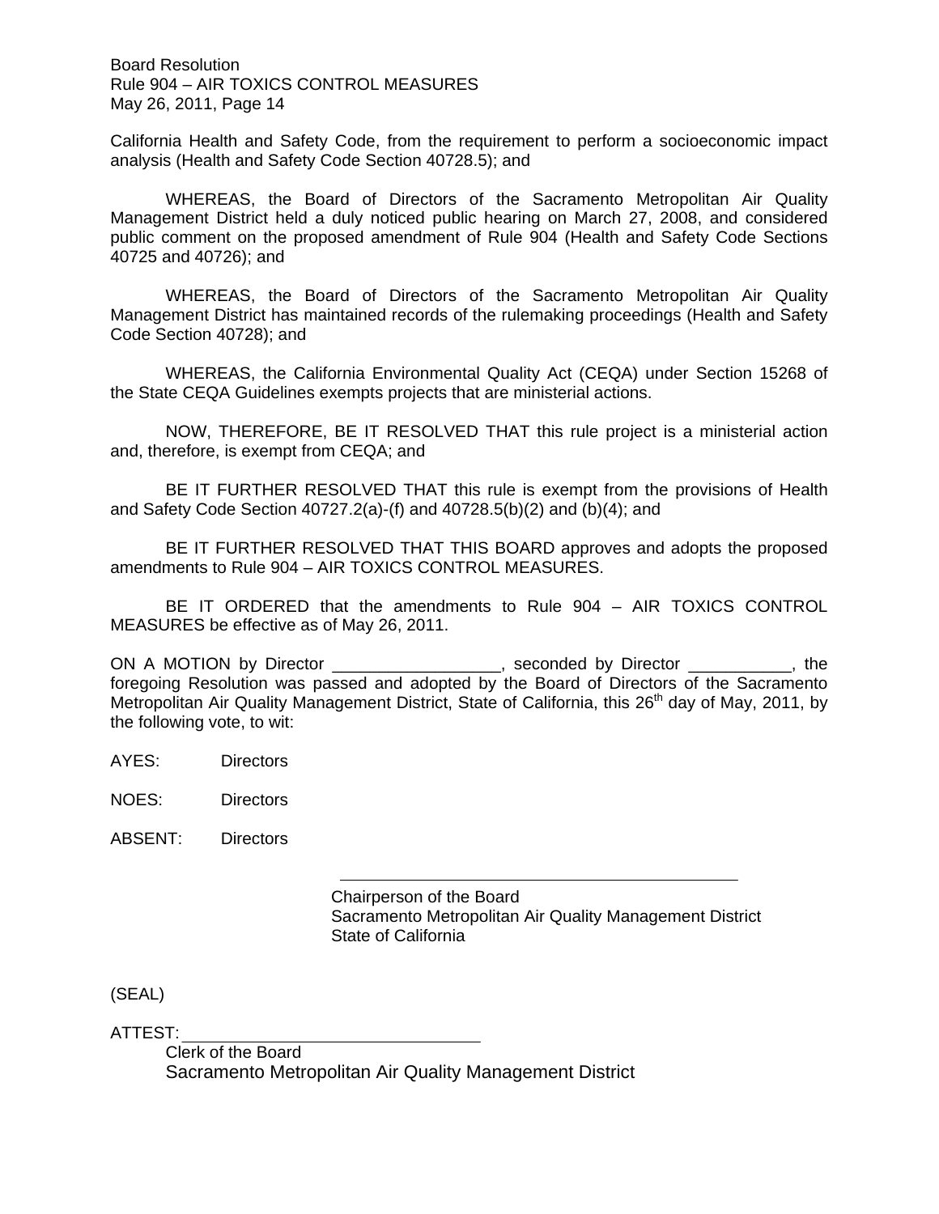California Health and Safety Code, from the requirement to perform a socioeconomic impact analysis (Health and Safety Code Section 40728.5); and

WHEREAS, the Board of Directors of the Sacramento Metropolitan Air Quality Management District held a duly noticed public hearing on March 27, 2008, and considered public comment on the proposed amendment of Rule 904 (Health and Safety Code Sections 40725 and 40726); and

WHEREAS, the Board of Directors of the Sacramento Metropolitan Air Quality Management District has maintained records of the rulemaking proceedings (Health and Safety Code Section 40728); and

WHEREAS, the California Environmental Quality Act (CEQA) under Section 15268 of the State CEQA Guidelines exempts projects that are ministerial actions.

NOW, THEREFORE, BE IT RESOLVED THAT this rule project is a ministerial action and, therefore, is exempt from CEQA; and

BE IT FURTHER RESOLVED THAT this rule is exempt from the provisions of Health and Safety Code Section 40727.2(a)-(f) and 40728.5(b)(2) and (b)(4); and

BE IT FURTHER RESOLVED THAT THIS BOARD approves and adopts the proposed amendments to Rule 904 – AIR TOXICS CONTROL MEASURES.

BE IT ORDERED that the amendments to Rule 904 – AIR TOXICS CONTROL MEASURES be effective as of May 26, 2011.

ON A MOTION by Director __________________, seconded by Director ___________, the foregoing Resolution was passed and adopted by the Board of Directors of the Sacramento Metropolitan Air Quality Management District, State of California, this 26th day of May, 2011, by the following vote, to wit:

AYES: Directors

NOES: Directors

ABSENT: Directors

_______________________________________

Chairperson of the Board
Sacramento Metropolitan Air Quality Management District
State of California

(SEAL)

ATTEST: ______________________________

Clerk of the Board
Sacramento Metropolitan Air Quality Management District